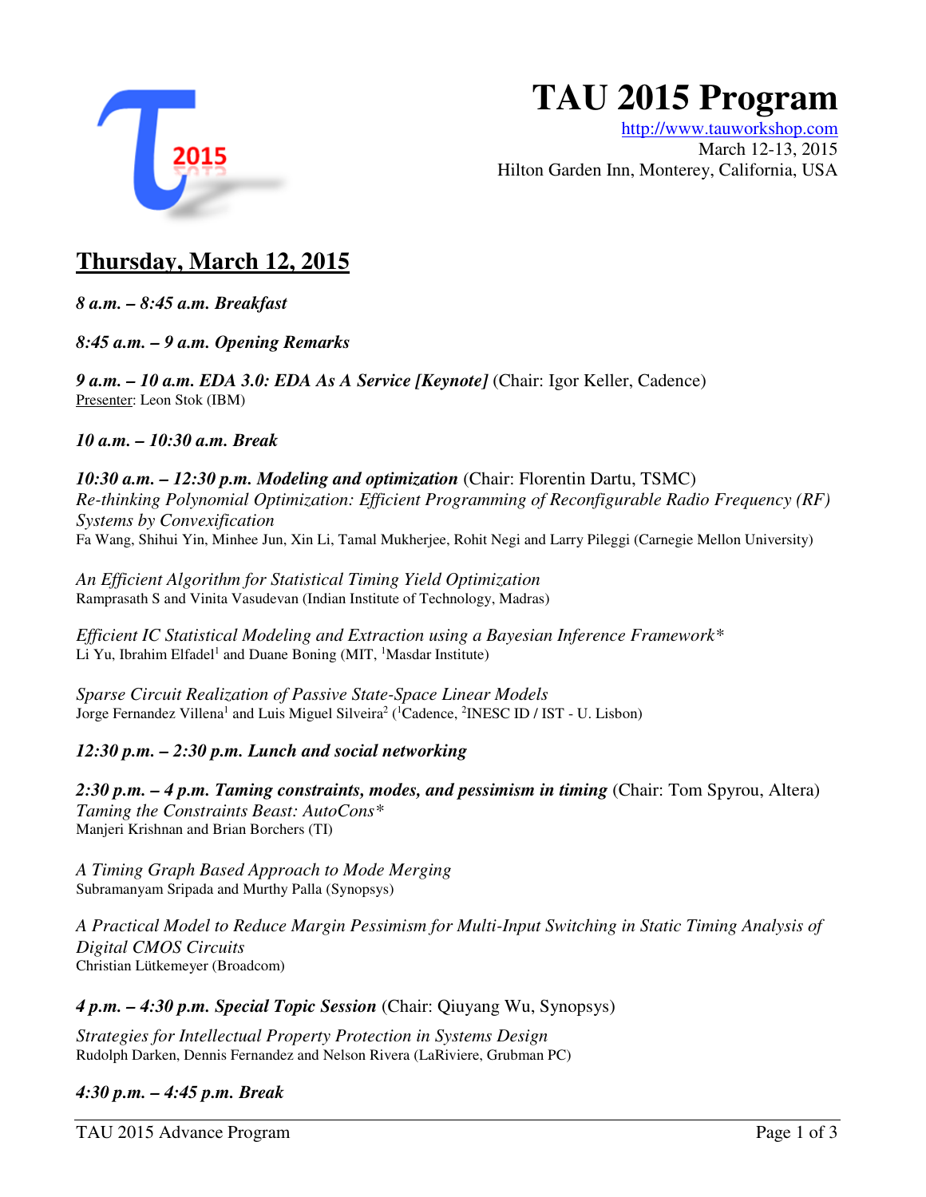# TAU 2015 Program

http://www.tauworkshop.com
March 12-13, 2015
Hilton Garden Inn, Monterey, California, USA

## Thursday, March 12, 2015

***8 a.m. – 8:45 a.m. Breakfast***

***8:45 a.m. – 9 a.m. Opening Remarks***

***9 a.m. – 10 a.m. EDA 3.0: EDA As A Service [Keynote]*** (Chair: Igor Keller, Cadence)
Presenter: Leon Stok (IBM)

***10 a.m. – 10:30 a.m. Break***

***10:30 a.m. – 12:30 p.m. Modeling and optimization*** (Chair: Florentin Dartu, TSMC)
*Re-thinking Polynomial Optimization: Efficient Programming of Reconfigurable Radio Frequency (RF) Systems by Convexification*
Fa Wang, Shihui Yin, Minhee Jun, Xin Li, Tamal Mukherjee, Rohit Negi and Larry Pileggi (Carnegie Mellon University)

*An Efficient Algorithm for Statistical Timing Yield Optimization*
Ramprasath S and Vinita Vasudevan (Indian Institute of Technology, Madras)

*Efficient IC Statistical Modeling and Extraction using a Bayesian Inference Framework**
Li Yu, Ibrahim Elfadel[1] and Duane Boning (MIT, [1]Masdar Institute)

*Sparse Circuit Realization of Passive State-Space Linear Models*
Jorge Fernandez Villena[1] and Luis Miguel Silveira[2] ([1]Cadence, [2]INESC ID / IST - U. Lisbon)

***12:30 p.m. – 2:30 p.m. Lunch and social networking***

***2:30 p.m. – 4 p.m. Taming constraints, modes, and pessimism in timing*** (Chair: Tom Spyrou, Altera)
*Taming the Constraints Beast: AutoCons**
Manjeri Krishnan and Brian Borchers (TI)

*A Timing Graph Based Approach to Mode Merging*
Subramanyam Sripada and Murthy Palla (Synopsys)

*A Practical Model to Reduce Margin Pessimism for Multi-Input Switching in Static Timing Analysis of Digital CMOS Circuits*
Christian Lütkemeyer (Broadcom)

***4 p.m. – 4:30 p.m. Special Topic Session*** (Chair: Qiuyang Wu, Synopsys)

*Strategies for Intellectual Property Protection in Systems Design*
Rudolph Darken, Dennis Fernandez and Nelson Rivera (LaRiviere, Grubman PC)

***4:30 p.m. – 4:45 p.m. Break***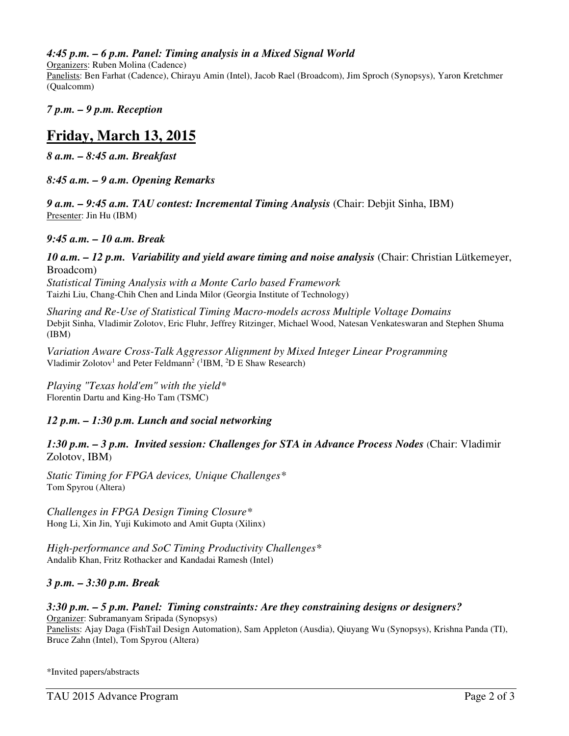***4:45 p.m. – 6 p.m. Panel: Timing analysis in a Mixed Signal World***

Organizers: Ruben Molina (Cadence)

Panelists: Ben Farhat (Cadence), Chirayu Amin (Intel), Jacob Rael (Broadcom), Jim Sproch (Synopsys), Yaron Kretchmer (Qualcomm)

***7 p.m. – 9 p.m. Reception***

# Friday, March 13, 2015

***8 a.m. – 8:45 a.m. Breakfast***

***8:45 a.m. – 9 a.m. Opening Remarks***

***9 a.m. – 9:45 a.m. TAU contest: Incremental Timing Analysis*** (Chair: Debjit Sinha, IBM)

Presenter: Jin Hu (IBM)

***9:45 a.m. – 10 a.m. Break***

***10 a.m. – 12 p.m. Variability and yield aware timing and noise analysis*** (Chair: Christian Lütkemeyer, Broadcom)

*Statistical Timing Analysis with a Monte Carlo based Framework*
Taizhi Liu, Chang-Chih Chen and Linda Milor (Georgia Institute of Technology)

*Sharing and Re-Use of Statistical Timing Macro-models across Multiple Voltage Domains*
Debjit Sinha, Vladimir Zolotov, Eric Fluhr, Jeffrey Ritzinger, Michael Wood, Natesan Venkateswaran and Stephen Shuma (IBM)

*Variation Aware Cross-Talk Aggressor Alignment by Mixed Integer Linear Programming*
Vladimir Zolotov[1] and Peter Feldmann[2] ([1]IBM, [2]D E Shaw Research)

*Playing "Texas hold'em" with the yield**
Florentin Dartu and King-Ho Tam (TSMC)

***12 p.m. – 1:30 p.m. Lunch and social networking***

***1:30 p.m. – 3 p.m. Invited session: Challenges for STA in Advance Process Nodes*** (Chair: Vladimir Zolotov, IBM)

*Static Timing for FPGA devices, Unique Challenges**
Tom Spyrou (Altera)

*Challenges in FPGA Design Timing Closure**
Hong Li, Xin Jin, Yuji Kukimoto and Amit Gupta (Xilinx)

*High-performance and SoC Timing Productivity Challenges**
Andalib Khan, Fritz Rothacker and Kandadai Ramesh (Intel)

***3 p.m. – 3:30 p.m. Break***

***3:30 p.m. – 5 p.m. Panel: Timing constraints: Are they constraining designs or designers?***

Organizer: Subramanyam Sripada (Synopsys)

Panelists: Ajay Daga (FishTail Design Automation), Sam Appleton (Ausdia), Qiuyang Wu (Synopsys), Krishna Panda (TI), Bruce Zahn (Intel), Tom Spyrou (Altera)

*Invited papers/abstracts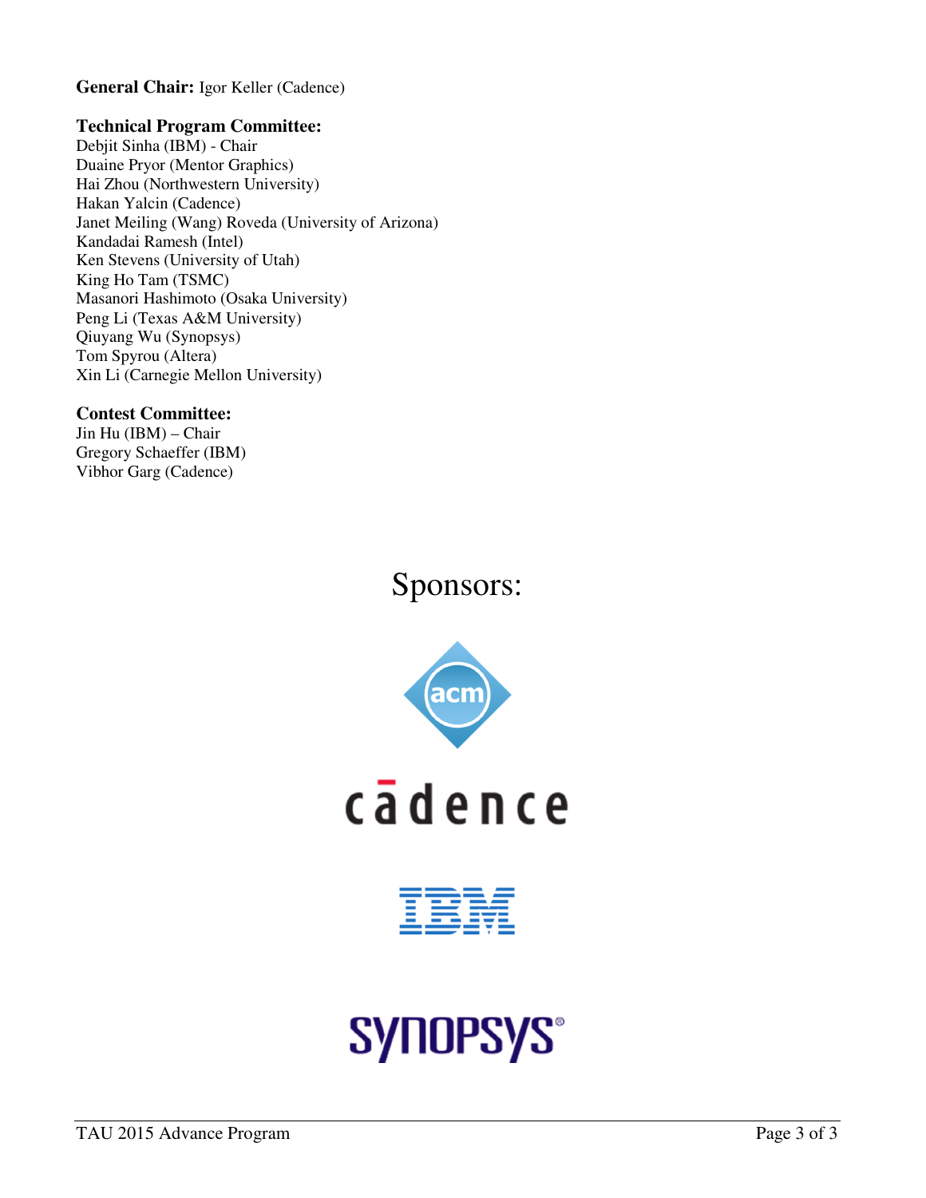**General Chair:** Igor Keller (Cadence)

**Technical Program Committee:**
Debjit Sinha (IBM) - Chair
Duaine Pryor (Mentor Graphics)
Hai Zhou (Northwestern University)
Hakan Yalcin (Cadence)
Janet Meiling (Wang) Roveda (University of Arizona)
Kandadai Ramesh (Intel)
Ken Stevens (University of Utah)
King Ho Tam (TSMC)
Masanori Hashimoto (Osaka University)
Peng Li (Texas A&M University)
Qiuyang Wu (Synopsys)
Tom Spyrou (Altera)
Xin Li (Carnegie Mellon University)

**Contest Committee:**
Jin Hu (IBM) – Chair
Gregory Schaeffer (IBM)
Vibhor Garg (Cadence)

# Sponsors:

acm

cādence

IBM

SYNOPSYS®